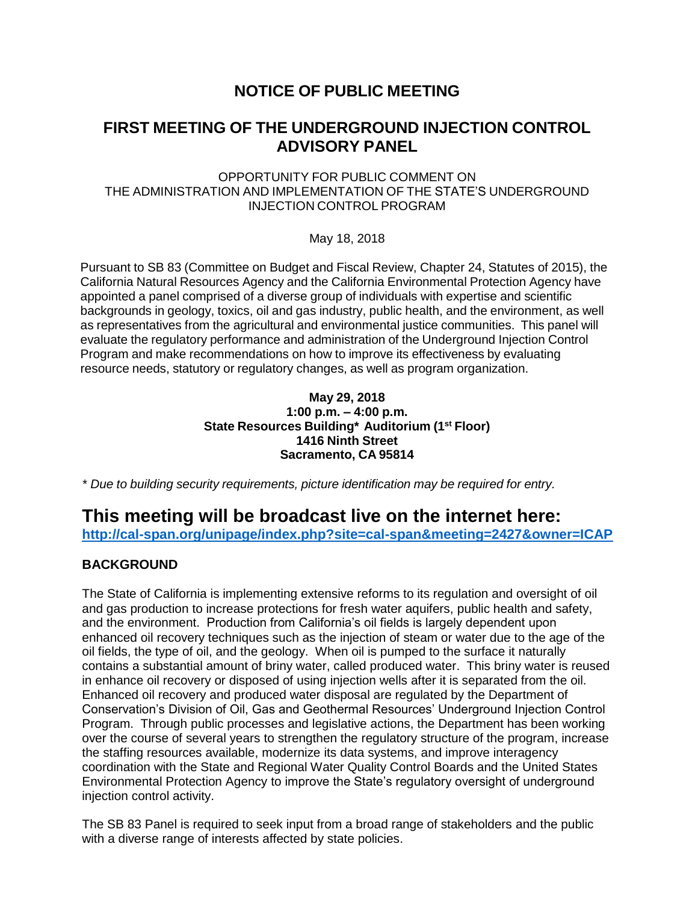# NOTICE OF PUBLIC MEETING

## FIRST MEETING OF THE UNDERGROUND INJECTION CONTROL ADVISORY PANEL

OPPORTUNITY FOR PUBLIC COMMENT ON
THE ADMINISTRATION AND IMPLEMENTATION OF THE STATE'S UNDERGROUND INJECTION CONTROL PROGRAM

May 18, 2018

Pursuant to SB 83 (Committee on Budget and Fiscal Review, Chapter 24, Statutes of 2015), the California Natural Resources Agency and the California Environmental Protection Agency have appointed a panel comprised of a diverse group of individuals with expertise and scientific backgrounds in geology, toxics, oil and gas industry, public health, and the environment, as well as representatives from the agricultural and environmental justice communities. This panel will evaluate the regulatory performance and administration of the Underground Injection Control Program and make recommendations on how to improve its effectiveness by evaluating resource needs, statutory or regulatory changes, as well as program organization.

**May 29, 2018**
**1:00 p.m. – 4:00 p.m.**
**State Resources Building* Auditorium (1st Floor)**
**1416 Ninth Street**
**Sacramento, CA 95814**

*\* Due to building security requirements, picture identification may be required for entry.*

## This meeting will be broadcast live on the internet here:

**http://cal-span.org/unipage/index.php?site=cal-span&meeting=2427&owner=ICAP**

### BACKGROUND

The State of California is implementing extensive reforms to its regulation and oversight of oil and gas production to increase protections for fresh water aquifers, public health and safety, and the environment. Production from California's oil fields is largely dependent upon enhanced oil recovery techniques such as the injection of steam or water due to the age of the oil fields, the type of oil, and the geology. When oil is pumped to the surface it naturally contains a substantial amount of briny water, called produced water. This briny water is reused in enhance oil recovery or disposed of using injection wells after it is separated from the oil. Enhanced oil recovery and produced water disposal are regulated by the Department of Conservation's Division of Oil, Gas and Geothermal Resources' Underground Injection Control Program. Through public processes and legislative actions, the Department has been working over the course of several years to strengthen the regulatory structure of the program, increase the staffing resources available, modernize its data systems, and improve interagency coordination with the State and Regional Water Quality Control Boards and the United States Environmental Protection Agency to improve the State's regulatory oversight of underground injection control activity.

The SB 83 Panel is required to seek input from a broad range of stakeholders and the public with a diverse range of interests affected by state policies.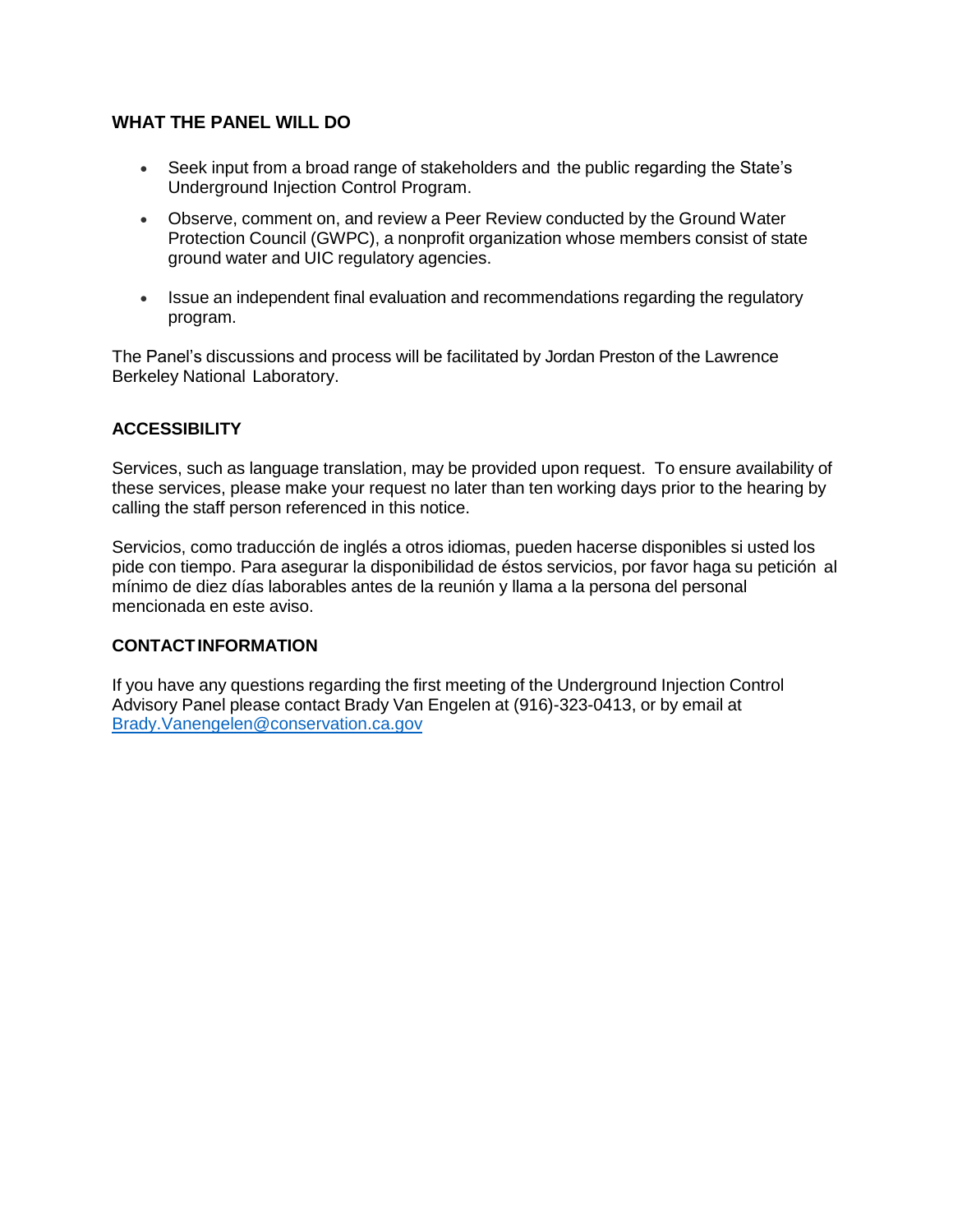## WHAT THE PANEL WILL DO

- Seek input from a broad range of stakeholders and the public regarding the State's Underground Injection Control Program.
- Observe, comment on, and review a Peer Review conducted by the Ground Water Protection Council (GWPC), a nonprofit organization whose members consist of state ground water and UIC regulatory agencies.
- Issue an independent final evaluation and recommendations regarding the regulatory program.

The Panel's discussions and process will be facilitated by Jordan Preston of the Lawrence Berkeley National Laboratory.

## ACCESSIBILITY

Services, such as language translation, may be provided upon request. To ensure availability of these services, please make your request no later than ten working days prior to the hearing by calling the staff person referenced in this notice.

Servicios, como traducción de inglés a otros idiomas, pueden hacerse disponibles si usted los pide con tiempo. Para asegurar la disponibilidad de éstos servicios, por favor haga su petición al mínimo de diez días laborables antes de la reunión y llama a la persona del personal mencionada en este aviso.

## CONTACT INFORMATION

If you have any questions regarding the first meeting of the Underground Injection Control Advisory Panel please contact Brady Van Engelen at (916)-323-0413, or by email at Brady.Vanengelen@conservation.ca.gov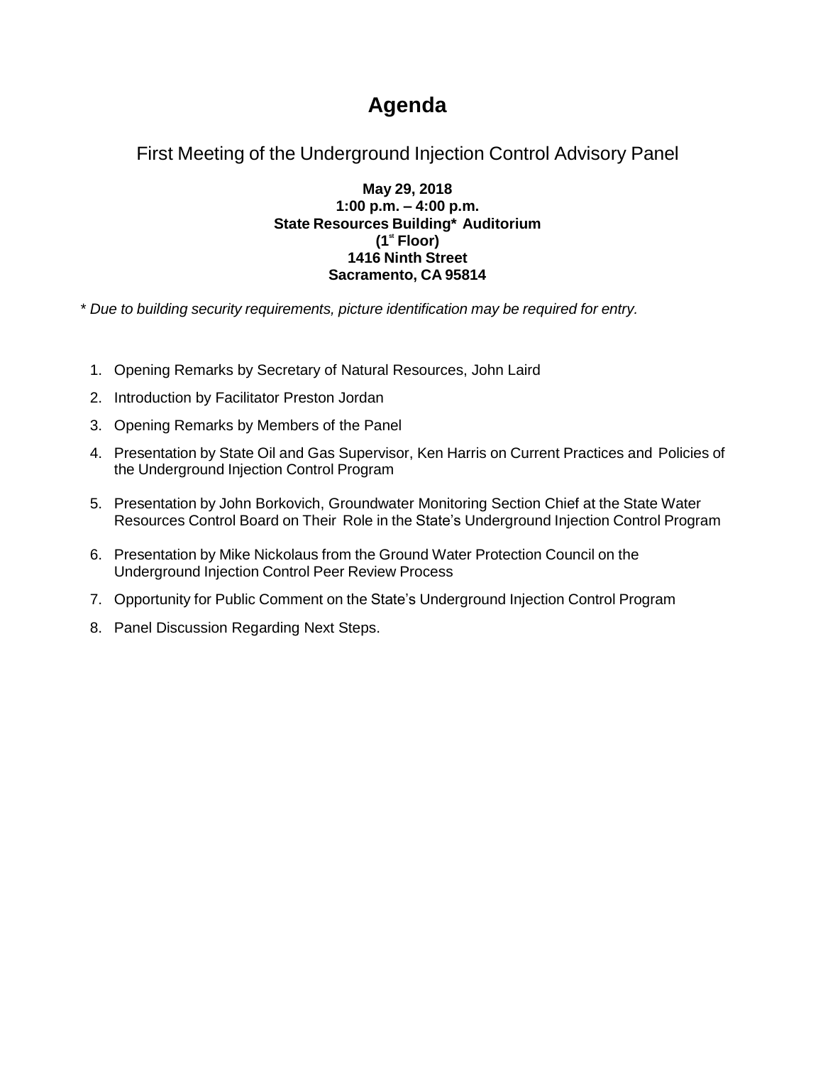# Agenda

## First Meeting of the Underground Injection Control Advisory Panel

**May 29, 2018**
**1:00 p.m. – 4:00 p.m.**
**State Resources Building* Auditorium**
**(1st Floor)**
**1416 Ninth Street**
**Sacramento, CA 95814**

*\* Due to building security requirements, picture identification may be required for entry.*

1. Opening Remarks by Secretary of Natural Resources, John Laird
2. Introduction by Facilitator Preston Jordan
3. Opening Remarks by Members of the Panel
4. Presentation by State Oil and Gas Supervisor, Ken Harris on Current Practices and Policies of the Underground Injection Control Program
5. Presentation by John Borkovich, Groundwater Monitoring Section Chief at the State Water Resources Control Board on Their Role in the State's Underground Injection Control Program
6. Presentation by Mike Nickolaus from the Ground Water Protection Council on the Underground Injection Control Peer Review Process
7. Opportunity for Public Comment on the State's Underground Injection Control Program
8. Panel Discussion Regarding Next Steps.